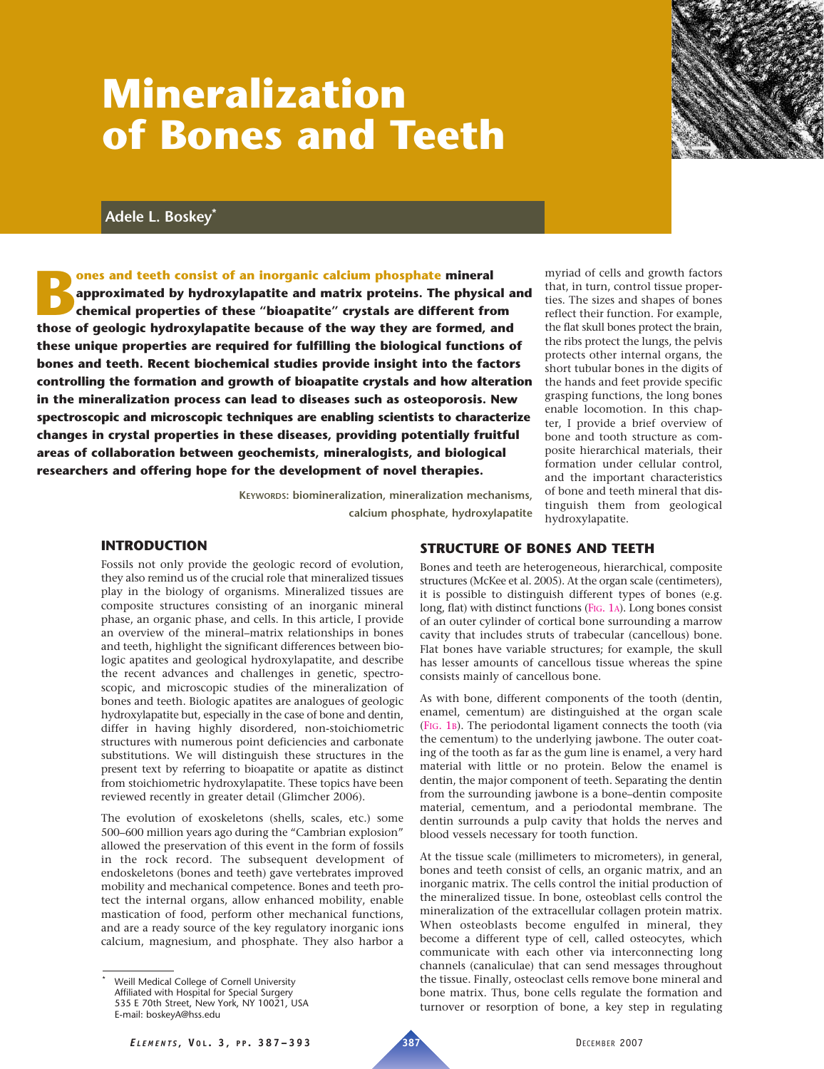# Mineralization of Bones and Teeth

**Adele L. Boskey***

**Bones and teeth consist of an inorganic calcium phosphate mineral approximated by hydroxylapatite and matrix proteins. The physical and chemical properties of these "bioapatite" crystals are different from those of geologic hydroxylapatite because of the way they are formed, and these unique properties are required for fulfilling the biological functions of bones and teeth. Recent biochemical studies provide insight into the factors controlling the formation and growth of bioapatite crystals and how alteration in the mineralization process can lead to diseases such as osteoporosis. New spectroscopic and microscopic techniques are enabling scientists to characterize changes in crystal properties in these diseases, providing potentially fruitful areas of collaboration between geochemists, mineralogists, and biological researchers and offering hope for the development of novel therapies.**

KEYWORDS: biomineralization, mineralization mechanisms, calcium phosphate, hydroxylapatite

## INTRODUCTION

Fossils not only provide the geologic record of evolution, they also remind us of the crucial role that mineralized tissues play in the biology of organisms. Mineralized tissues are composite structures consisting of an inorganic mineral phase, an organic phase, and cells. In this article, I provide an overview of the mineral–matrix relationships in bones and teeth, highlight the significant differences between biologic apatites and geological hydroxylapatite, and describe the recent advances and challenges in genetic, spectroscopic, and microscopic studies of the mineralization of bones and teeth. Biologic apatites are analogues of geologic hydroxylapatite but, especially in the case of bone and dentin, differ in having highly disordered, non-stoichiometric structures with numerous point deficiencies and carbonate substitutions. We will distinguish these structures in the present text by referring to bioapatite or apatite as distinct from stoichiometric hydroxylapatite. These topics have been reviewed recently in greater detail (Glimcher 2006).

The evolution of exoskeletons (shells, scales, etc.) some 500–600 million years ago during the "Cambrian explosion" allowed the preservation of this event in the form of fossils in the rock record. The subsequent development of endoskeletons (bones and teeth) gave vertebrates improved mobility and mechanical competence. Bones and teeth protect the internal organs, allow enhanced mobility, enable mastication of food, perform other mechanical functions, and are a ready source of the key regulatory inorganic ions calcium, magnesium, and phosphate. They also harbor a myriad of cells and growth factors that, in turn, control tissue properties. The sizes and shapes of bones reflect their function. For example, the flat skull bones protect the brain, the ribs protect the lungs, the pelvis protects other internal organs, the short tubular bones in the digits of the hands and feet provide specific grasping functions, the long bones enable locomotion. In this chapter, I provide a brief overview of bone and tooth structure as composite hierarchical materials, their formation under cellular control, and the important characteristics of bone and teeth mineral that distinguish them from geological hydroxylapatite.

## STRUCTURE OF BONES AND TEETH

Bones and teeth are heterogeneous, hierarchical, composite structures (McKee et al. 2005). At the organ scale (centimeters), it is possible to distinguish different types of bones (e.g. long, flat) with distinct functions (Fig. 1a). Long bones consist of an outer cylinder of cortical bone surrounding a marrow cavity that includes struts of trabecular (cancellous) bone. Flat bones have variable structures; for example, the skull has lesser amounts of cancellous tissue whereas the spine consists mainly of cancellous bone.

As with bone, different components of the tooth (dentin, enamel, cementum) are distinguished at the organ scale (Fig. 1b). The periodontal ligament connects the tooth (via the cementum) to the underlying jawbone. The outer coating of the tooth as far as the gum line is enamel, a very hard material with little or no protein. Below the enamel is dentin, the major component of teeth. Separating the dentin from the surrounding jawbone is a bone–dentin composite material, cementum, and a periodontal membrane. The dentin surrounds a pulp cavity that holds the nerves and blood vessels necessary for tooth function.

At the tissue scale (millimeters to micrometers), in general, bones and teeth consist of cells, an organic matrix, and an inorganic matrix. The cells control the initial production of the mineralized tissue. In bone, osteoblast cells control the mineralization of the extracellular collagen protein matrix. When osteoblasts become engulfed in mineral, they become a different type of cell, called osteocytes, which communicate with each other via interconnecting long channels (canaliculae) that can send messages throughout the tissue. Finally, osteoclast cells remove bone mineral and bone matrix. Thus, bone cells regulate the formation and turnover or resorption of bone, a key step in regulating

---

* Weill Medical College of Cornell University
Affiliated with Hospital for Special Surgery
535 E 70th Street, New York, NY 10021, USA
E-mail: boskeyA@hss.edu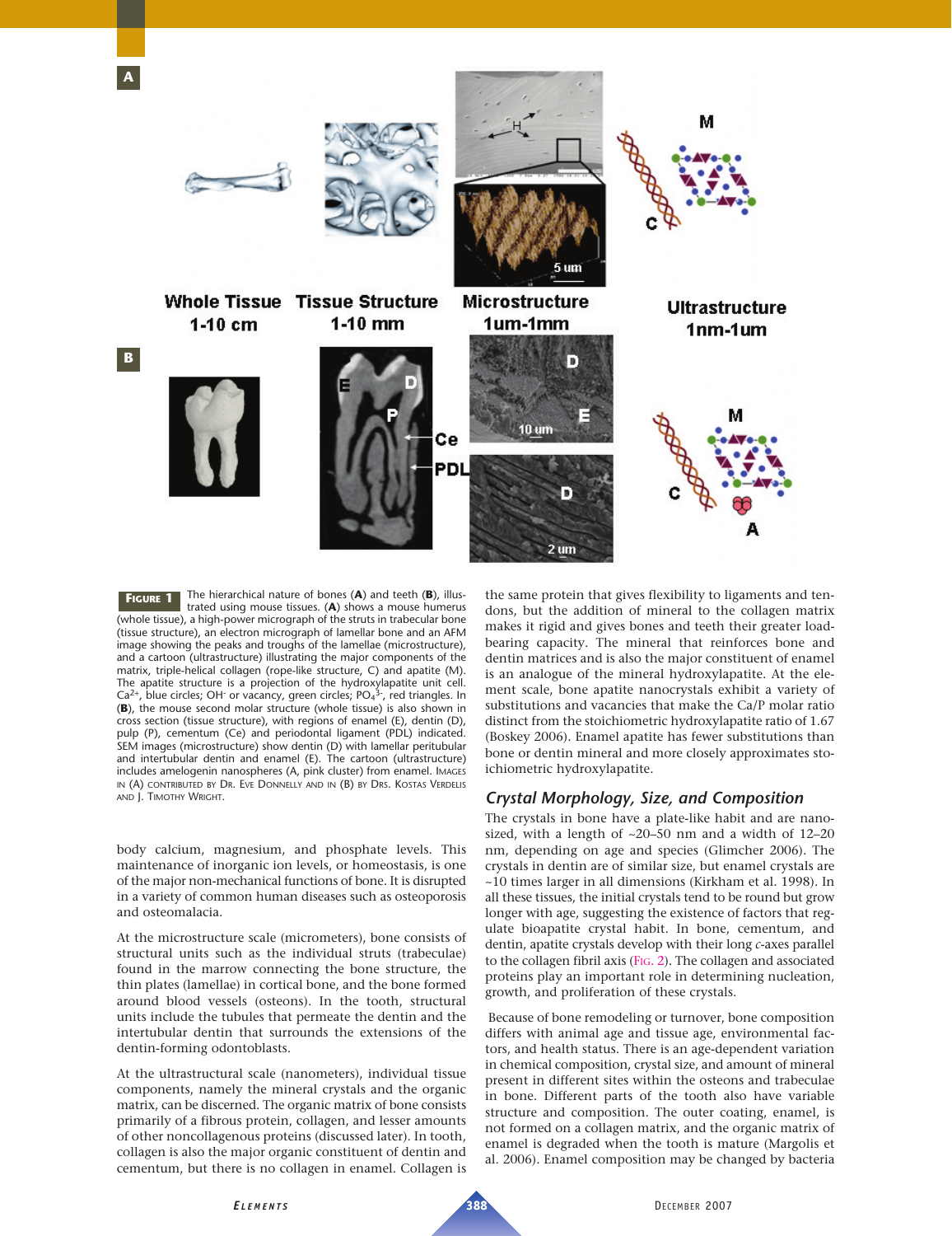Whole Tissue 1-10 cm

Tissue Structure 1-10 mm

Microstructure 1um-1mm

Ultrastructure 1nm-1um

**Figure 1** The hierarchical nature of bones (**A**) and teeth (**B**), illustrated using mouse tissues. (**A**) shows a mouse humerus (whole tissue), a high-power micrograph of the struts in trabecular bone (tissue structure), an electron micrograph of lamellar bone and an AFM image showing the peaks and troughs of the lamellae (microstructure), and a cartoon (ultrastructure) illustrating the major components of the matrix, triple-helical collagen (rope-like structure, C) and apatite (M). The apatite structure is a projection of the hydroxylapatite unit cell. $Ca^{2+}$, blue circles; $OH^-$ or vacancy, green circles; $PO_4^{3-}$, red triangles. In (**B**), the mouse second molar structure (whole tissue) is also shown in cross section (tissue structure), with regions of enamel (E), dentin (D), pulp (P), cementum (Ce) and periodontal ligament (PDL) indicated. SEM images (microstructure) show dentin (D) with lamellar peritubular and intertubular dentin and enamel (E). The cartoon (ultrastructure) includes amelogenin nanospheres (A, pink cluster) from enamel. Images in (A) contributed by Dr. Eve Donnelly and in (B) by Drs. Kostas Verdelis and J. Timothy Wright.

body calcium, magnesium, and phosphate levels. This maintenance of inorganic ion levels, or homeostasis, is one of the major non-mechanical functions of bone. It is disrupted in a variety of common human diseases such as osteoporosis and osteomalacia.

At the microstructure scale (micrometers), bone consists of structural units such as the individual struts (trabeculae) found in the marrow connecting the bone structure, the thin plates (lamellae) in cortical bone, and the bone formed around blood vessels (osteons). In the tooth, structural units include the tubules that permeate the dentin and the intertubular dentin that surrounds the extensions of the dentin-forming odontoblasts.

At the ultrastructural scale (nanometers), individual tissue components, namely the mineral crystals and the organic matrix, can be discerned. The organic matrix of bone consists primarily of a fibrous protein, collagen, and lesser amounts of other noncollagenous proteins (discussed later). In tooth, collagen is also the major organic constituent of dentin and cementum, but there is no collagen in enamel. Collagen is the same protein that gives flexibility to ligaments and tendons, but the addition of mineral to the collagen matrix makes it rigid and gives bones and teeth their greater load-bearing capacity. The mineral that reinforces bone and dentin matrices and is also the major constituent of enamel is an analogue of the mineral hydroxylapatite. At the element scale, bone apatite nanocrystals exhibit a variety of substitutions and vacancies that make the Ca/P molar ratio distinct from the stoichiometric hydroxylapatite ratio of 1.67 (Boskey 2006). Enamel apatite has fewer substitutions than bone or dentin mineral and more closely approximates stoichiometric hydroxylapatite.

## *Crystal Morphology, Size, and Composition*

The crystals in bone have a plate-like habit and are nanosized, with a length of ~20–50 nm and a width of 12–20 nm, depending on age and species (Glimcher 2006). The crystals in dentin are of similar size, but enamel crystals are ~10 times larger in all dimensions (Kirkham et al. 1998). In all these tissues, the initial crystals tend to be round but grow longer with age, suggesting the existence of factors that regulate bioapatite crystal habit. In bone, cementum, and dentin, apatite crystals develop with their long *c*-axes parallel to the collagen fibril axis (Fig. 2). The collagen and associated proteins play an important role in determining nucleation, growth, and proliferation of these crystals.

Because of bone remodeling or turnover, bone composition differs with animal age and tissue age, environmental factors, and health status. There is an age-dependent variation in chemical composition, crystal size, and amount of mineral present in different sites within the osteons and trabeculae in bone. Different parts of the tooth also have variable structure and composition. The outer coating, enamel, is not formed on a collagen matrix, and the organic matrix of enamel is degraded when the tooth is mature (Margolis et al. 2006). Enamel composition may be changed by bacteria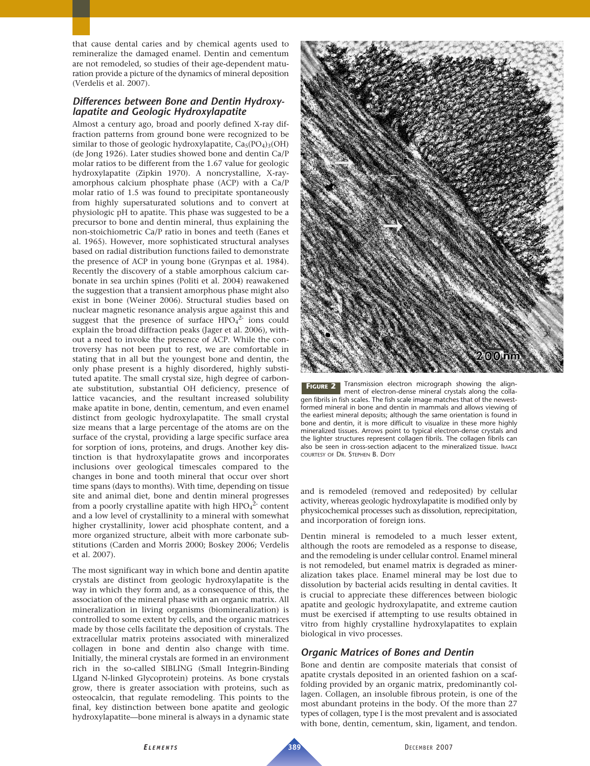that cause dental caries and by chemical agents used to remineralize the damaged enamel. Dentin and cementum are not remodeled, so studies of their age-dependent maturation provide a picture of the dynamics of mineral deposition (Verdelis et al. 2007).

### *Differences between Bone and Dentin Hydroxylapatite and Geologic Hydroxylapatite*

Almost a century ago, broad and poorly defined X-ray diffraction patterns from ground bone were recognized to be similar to those of geologic hydroxylapatite, $Ca_5(PO_4)_3(OH)$ (de Jong 1926). Later studies showed bone and dentin Ca/P molar ratios to be different from the 1.67 value for geologic hydroxylapatite (Zipkin 1970). A noncrystalline, X-ray-amorphous calcium phosphate phase (ACP) with a Ca/P molar ratio of 1.5 was found to precipitate spontaneously from highly supersaturated solutions and to convert at physiologic pH to apatite. This phase was suggested to be a precursor to bone and dentin mineral, thus explaining the non-stoichiometric Ca/P ratio in bones and teeth (Eanes et al. 1965). However, more sophisticated structural analyses based on radial distribution functions failed to demonstrate the presence of ACP in young bone (Grynpas et al. 1984). Recently the discovery of a stable amorphous calcium carbonate in sea urchin spines (Politi et al. 2004) reawakened the suggestion that a transient amorphous phase might also exist in bone (Weiner 2006). Structural studies based on nuclear magnetic resonance analysis argue against this and suggest that the presence of surface $HPO_4^{2-}$ ions could explain the broad diffraction peaks (Jager et al. 2006), without a need to invoke the presence of ACP. While the controversy has not been put to rest, we are comfortable in stating that in all but the youngest bone and dentin, the only phase present is a highly disordered, highly substituted apatite. The small crystal size, high degree of carbonate substitution, substantial OH deficiency, presence of lattice vacancies, and the resultant increased solubility make apatite in bone, dentin, cementum, and even enamel distinct from geologic hydroxylapatite. The small crystal size means that a large percentage of the atoms are on the surface of the crystal, providing a large specific surface area for sorption of ions, proteins, and drugs. Another key distinction is that hydroxylapatite grows and incorporates inclusions over geological timescales compared to the changes in bone and tooth mineral that occur over short time spans (days to months). With time, depending on tissue site and animal diet, bone and dentin mineral progresses from a poorly crystalline apatite with high $HPO_4^{2-}$ content and a low level of crystallinity to a mineral with somewhat higher crystallinity, lower acid phosphate content, and a more organized structure, albeit with more carbonate substitutions (Carden and Morris 2000; Boskey 2006; Verdelis et al. 2007).

The most significant way in which bone and dentin apatite crystals are distinct from geologic hydroxylapatite is the way in which they form and, as a consequence of this, the association of the mineral phase with an organic matrix. All mineralization in living organisms (biomineralization) is controlled to some extent by cells, and the organic matrices made by those cells facilitate the deposition of crystals. The extracellular matrix proteins associated with mineralized collagen in bone and dentin also change with time. Initially, the mineral crystals are formed in an environment rich in the so-called SIBLING (Small Integrin-Binding LIgand N-linked Glycoprotein) proteins. As bone crystals grow, there is greater association with proteins, such as osteocalcin, that regulate remodeling. This points to the final, key distinction between bone apatite and geologic hydroxylapatite—bone mineral is always in a dynamic state and is remodeled (removed and redeposited) by cellular activity, whereas geologic hydroxylapatite is modified only by physicochemical processes such as dissolution, reprecipitation, and incorporation of foreign ions.

200 nm

**FIGURE 2** Transmission electron micrograph showing the alignment of electron-dense mineral crystals along the collagen fibrils in fish scales. The fish scale image matches that of the newest-formed mineral in bone and dentin in mammals and allows viewing of the earliest mineral deposits; although the same orientation is found in bone and dentin, it is more difficult to visualize in these more highly mineralized tissues. Arrows point to typical electron-dense crystals and the lighter structures represent collagen fibrils. The collagen fibrils can also be seen in cross-section adjacent to the mineralized tissue. IMAGE COURTESY OF DR. STEPHEN B. DOTY

Dentin mineral is remodeled to a much lesser extent, although the roots are remodeled as a response to disease, and the remodeling is under cellular control. Enamel mineral is not remodeled, but enamel matrix is degraded as mineralization takes place. Enamel mineral may be lost due to dissolution by bacterial acids resulting in dental cavities. It is crucial to appreciate these differences between biologic apatite and geologic hydroxylapatite, and extreme caution must be exercised if attempting to use results obtained in vitro from highly crystalline hydroxylapatites to explain biological in vivo processes.

## *Organic Matrices of Bones and Dentin*

Bone and dentin are composite materials that consist of apatite crystals deposited in an oriented fashion on a scaffolding provided by an organic matrix, predominantly collagen. Collagen, an insoluble fibrous protein, is one of the most abundant proteins in the body. Of the more than 27 types of collagen, type I is the most prevalent and is associated with bone, dentin, cementum, skin, ligament, and tendon.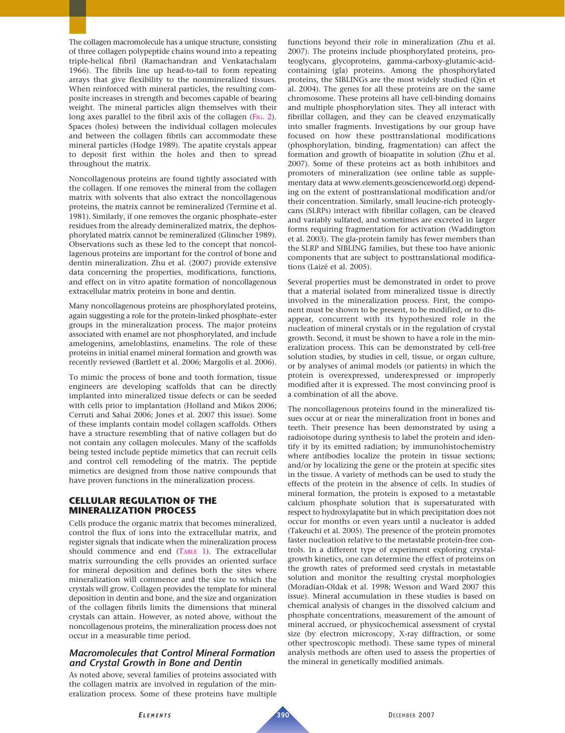The collagen macromolecule has a unique structure, consisting of three collagen polypeptide chains wound into a repeating triple-helical fibril (Ramachandran and Venkatachalam 1966). The fibrils line up head-to-tail to form repeating arrays that give flexibility to the nonmineralized tissues. When reinforced with mineral particles, the resulting composite increases in strength and becomes capable of bearing weight. The mineral particles align themselves with their long axes parallel to the fibril axis of the collagen (Fig. 2). Spaces (holes) between the individual collagen molecules and between the collagen fibrils can accommodate these mineral particles (Hodge 1989). The apatite crystals appear to deposit first within the holes and then to spread throughout the matrix.

Noncollagenous proteins are found tightly associated with the collagen. If one removes the mineral from the collagen matrix with solvents that also extract the noncollagenous proteins, the matrix cannot be remineralized (Termine et al. 1981). Similarly, if one removes the organic phosphate–ester residues from the already demineralized matrix, the dephosphorylated matrix cannot be remineralized (Glimcher 1989). Observations such as these led to the concept that noncollagenous proteins are important for the control of bone and dentin mineralization. Zhu et al. (2007) provide extensive data concerning the properties, modifications, functions, and effect on in vitro apatite formation of noncollagenous extracellular matrix proteins in bone and dentin.

Many noncollagenous proteins are phosphorylated proteins, again suggesting a role for the protein-linked phosphate–ester groups in the mineralization process. The major proteins associated with enamel are not phosphorylated, and include amelogenins, ameloblastins, enamelins. The role of these proteins in initial enamel mineral formation and growth was recently reviewed (Bartlett et al. 2006; Margolis et al. 2006).

To mimic the process of bone and tooth formation, tissue engineers are developing scaffolds that can be directly implanted into mineralized tissue defects or can be seeded with cells prior to implantation (Holland and Mikos 2006; Cerruti and Sahai 2006; Jones et al. 2007 this issue). Some of these implants contain model collagen scaffolds. Others have a structure resembling that of native collagen but do not contain any collagen molecules. Many of the scaffolds being tested include peptide mimetics that can recruit cells and control cell remodeling of the matrix. The peptide mimetics are designed from those native compounds that have proven functions in the mineralization process.

## CELLULAR REGULATION OF THE MINERALIZATION PROCESS

Cells produce the organic matrix that becomes mineralized, control the flux of ions into the extracellular matrix, and register signals that indicate when the mineralization process should commence and end (Table 1). The extracellular matrix surrounding the cells provides an oriented surface for mineral deposition and defines both the sites where mineralization will commence and the size to which the crystals will grow. Collagen provides the template for mineral deposition in dentin and bone, and the size and organization of the collagen fibrils limits the dimensions that mineral crystals can attain. However, as noted above, without the noncollagenous proteins, the mineralization process does not occur in a measurable time period.

### *Macromolecules that Control Mineral Formation and Crystal Growth in Bone and Dentin*

As noted above, several families of proteins associated with the collagen matrix are involved in regulation of the mineralization process. Some of these proteins have multiple functions beyond their role in mineralization (Zhu et al. 2007). The proteins include phosphorylated proteins, proteoglycans, glycoproteins, gamma-carboxy-glutamic-acid-containing (gla) proteins. Among the phosphorylated proteins, the SIBLINGs are the most widely studied (Qin et al. 2004). The genes for all these proteins are on the same chromosome. These proteins all have cell-binding domains and multiple phosphorylation sites. They all interact with fibrillar collagen, and they can be cleaved enzymatically into smaller fragments. Investigations by our group have focused on how these posttranslational modifications (phosphorylation, binding, fragmentation) can affect the formation and growth of bioapatite in solution (Zhu et al. 2007). Some of these proteins act as both inhibitors and promoters of mineralization (see online table as supplementary data at www.elements.geoscienceworld.org) depending on the extent of posttranslational modification and/or their concentration. Similarly, small leucine-rich proteoglycans (SLRPs) interact with fibrillar collagen, can be cleaved and variably sulfated, and sometimes are excreted in larger forms requiring fragmentation for activation (Waddington et al. 2003). The gla-protein family has fewer members than the SLRP and SIBLING families, but these too have anionic components that are subject to posttranslational modifications (Laizé et al. 2005).

Several properties must be demonstrated in order to prove that a material isolated from mineralized tissue is directly involved in the mineralization process. First, the component must be shown to be present, to be modified, or to disappear, concurrent with its hypothesized role in the nucleation of mineral crystals or in the regulation of crystal growth. Second, it must be shown to have a role in the mineralization process. This can be demonstrated by cell-free solution studies, by studies in cell, tissue, or organ culture, or by analyses of animal models (or patients) in which the protein is overexpressed, underexpressed or improperly modified after it is expressed. The most convincing proof is a combination of all the above.

The noncollagenous proteins found in the mineralized tissues occur at or near the mineralization front in bones and teeth. Their presence has been demonstrated by using a radioisotope during synthesis to label the protein and identify it by its emitted radiation; by immunohistochemistry where antibodies localize the protein in tissue sections; and/or by localizing the gene or the protein at specific sites in the tissue. A variety of methods can be used to study the effects of the protein in the absence of cells. In studies of mineral formation, the protein is exposed to a metastable calcium phosphate solution that is supersaturated with respect to hydroxylapatite but in which precipitation does not occur for months or even years until a nucleator is added (Takeuchi et al. 2005). The presence of the protein promotes faster nucleation relative to the metastable protein-free controls. In a different type of experiment exploring crystal-growth kinetics, one can determine the effect of proteins on the growth rates of preformed seed crystals in metastable solution and monitor the resulting crystal morphologies (Moradian-Oldak et al. 1998; Wesson and Ward 2007 this issue). Mineral accumulation in these studies is based on chemical analysis of changes in the dissolved calcium and phosphate concentrations, measurement of the amount of mineral accrued, or physicochemical assessment of crystal size (by electron microscopy, X-ray diffraction, or some other spectroscopic method). These same types of mineral analysis methods are often used to assess the properties of the mineral in genetically modified animals.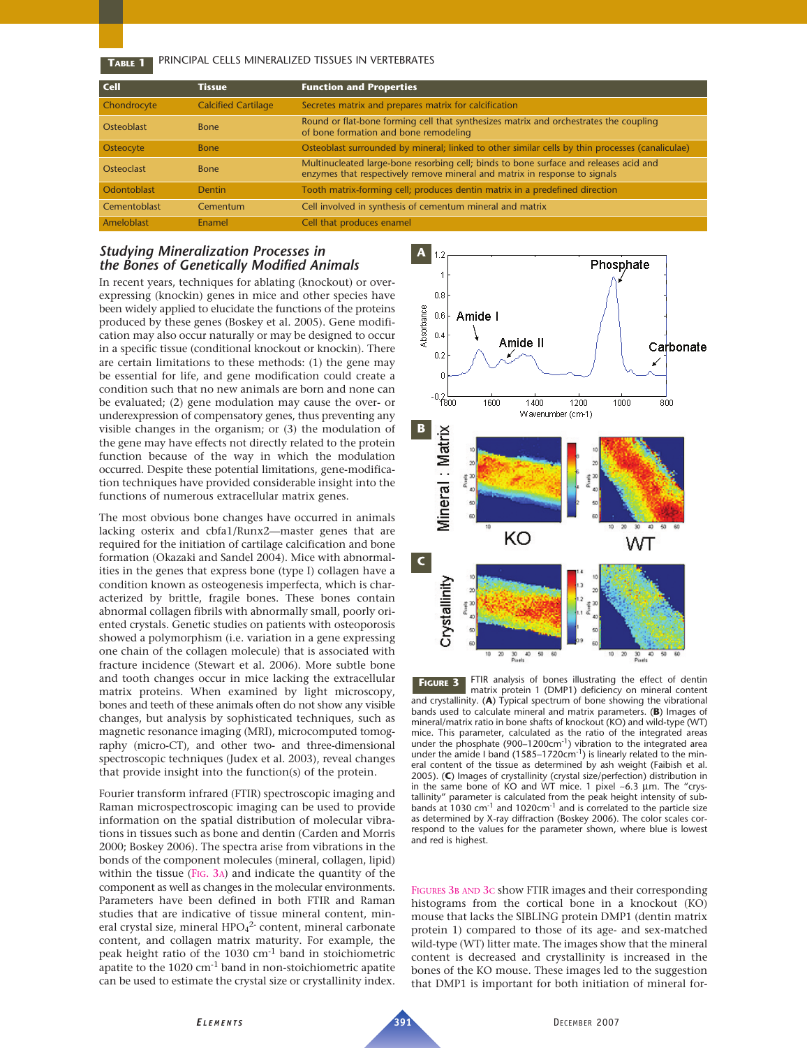**Table 1** PRINCIPAL CELLS MINERALIZED TISSUES IN VERTEBRATES

| Cell | Tissue | Function and Properties |
|---|---|---|
| Chondrocyte | Calcified Cartilage | Secretes matrix and prepares matrix for calcification |
| Osteoblast | Bone | Round or flat-bone forming cell that synthesizes matrix and orchestrates the coupling of bone formation and bone remodeling |
| Osteocyte | Bone | Osteoblast surrounded by mineral; linked to other similar cells by thin processes (canaliculae) |
| Osteoclast | Bone | Multinucleated large-bone resorbing cell; binds to bone surface and releases acid and enzymes that respectively remove mineral and matrix in response to signals |
| Odontoblast | Dentin | Tooth matrix-forming cell; produces dentin matrix in a predefined direction |
| Cementoblast | Cementum | Cell involved in synthesis of cementum mineral and matrix |
| Ameloblast | Enamel | Cell that produces enamel |

### *Studying Mineralization Processes in the Bones of Genetically Modified Animals*

In recent years, techniques for ablating (knockout) or overexpressing (knockin) genes in mice and other species have been widely applied to elucidate the functions of the proteins produced by these genes (Boskey et al. 2005). Gene modification may also occur naturally or may be designed to occur in a specific tissue (conditional knockout or knockin). There are certain limitations to these methods: (1) the gene may be essential for life, and gene modification could create a condition such that no new animals are born and none can be evaluated; (2) gene modulation may cause the over- or underexpression of compensatory genes, thus preventing any visible changes in the organism; or (3) the modulation of the gene may have effects not directly related to the protein function because of the way in which the modulation occurred. Despite these potential limitations, gene-modification techniques have provided considerable insight into the functions of numerous extracellular matrix genes.

The most obvious bone changes have occurred in animals lacking osterix and cbfa1/Runx2—master genes that are required for the initiation of cartilage calcification and bone formation (Okazaki and Sandel 2004). Mice with abnormalities in the genes that express bone (type I) collagen have a condition known as osteogenesis imperfecta, which is characterized by brittle, fragile bones. These bones contain abnormal collagen fibrils with abnormally small, poorly oriented crystals. Genetic studies on patients with osteoporosis showed a polymorphism (i.e. variation in a gene expressing one chain of the collagen molecule) that is associated with fracture incidence (Stewart et al. 2006). More subtle bone and tooth changes occur in mice lacking the extracellular matrix proteins. When examined by light microscopy, bones and teeth of these animals often do not show any visible changes, but analysis by sophisticated techniques, such as magnetic resonance imaging (MRI), microcomputed tomography (micro-CT), and other two- and three-dimensional spectroscopic techniques (Judex et al. 2003), reveal changes that provide insight into the function(s) of the protein.

Fourier transform infrared (FTIR) spectroscopic imaging and Raman microspectroscopic imaging can be used to provide information on the spatial distribution of molecular vibrations in tissues such as bone and dentin (Carden and Morris 2000; Boskey 2006). The spectra arise from vibrations in the bonds of the component molecules (mineral, collagen, lipid) within the tissue (Fig. 3A) and indicate the quantity of the component as well as changes in the molecular environments. Parameters have been defined in both FTIR and Raman studies that are indicative of tissue mineral content, mineral crystal size, mineral $HPO_4^{2-}$ content, mineral carbonate content, and collagen matrix maturity. For example, the peak height ratio of the 1030 $cm^{-1}$ band in stoichiometric apatite to the 1020 $cm^{-1}$ band in non-stoichiometric apatite can be used to estimate the crystal size or crystallinity index.

**Figure 3** FTIR analysis of bones illustrating the effect of dentin matrix protein 1 (DMP1) deficiency on mineral content and crystallinity. (**A**) Typical spectrum of bone showing the vibrational bands used to calculate mineral and matrix parameters. (**B**) Images of mineral/matrix ratio in bone shafts of knockout (KO) and wild-type (WT) mice. This parameter, calculated as the ratio of the integrated areas under the phosphate (900–1200$cm^{-1}$) vibration to the integrated area under the amide I band (1585–1720$cm^{-1}$) is linearly related to the mineral content of the tissue as determined by ash weight (Faibish et al. 2005). (**C**) Images of crystallinity (crystal size/perfection) distribution in in the same bone of KO and WT mice. 1 pixel ~6.3 µm. The "crystallinity" parameter is calculated from the peak height intensity of subbands at 1030 $cm^{-1}$ and 1020$cm^{-1}$ and is correlated to the particle size as determined by X-ray diffraction (Boskey 2006). The color scales correspond to the values for the parameter shown, where blue is lowest and red is highest.

Figures 3B and 3C show FTIR images and their corresponding histograms from the cortical bone in a knockout (KO) mouse that lacks the SIBLING protein DMP1 (dentin matrix protein 1) compared to those of its age- and sex-matched wild-type (WT) litter mate. The images show that the mineral content is decreased and crystallinity is increased in the bones of the KO mouse. These images led to the suggestion that DMP1 is important for both initiation of mineral for-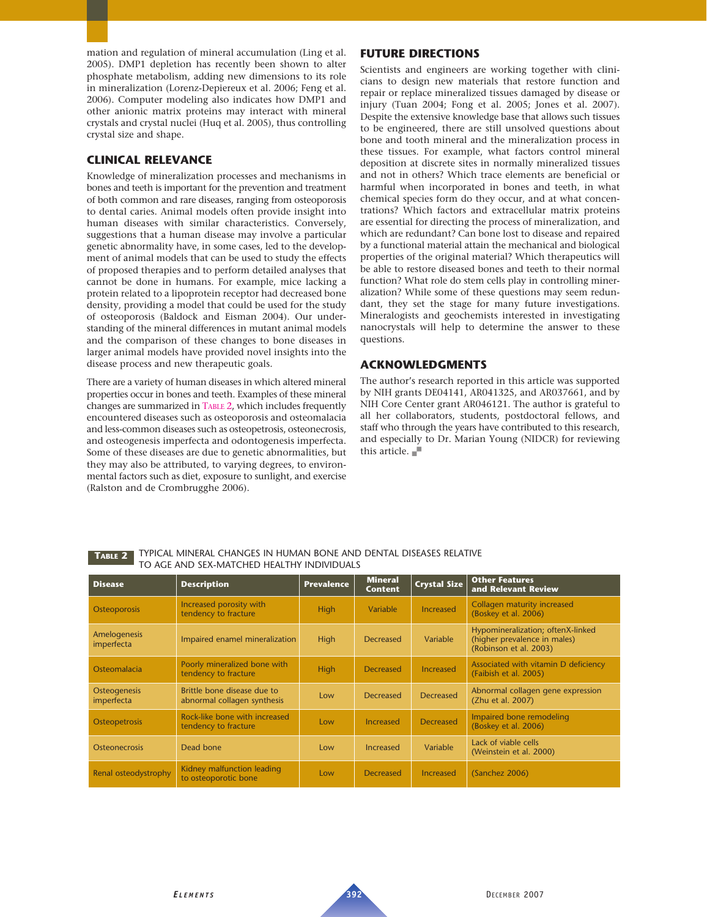mation and regulation of mineral accumulation (Ling et al. 2005). DMP1 depletion has recently been shown to alter phosphate metabolism, adding new dimensions to its role in mineralization (Lorenz-Depiereux et al. 2006; Feng et al. 2006). Computer modeling also indicates how DMP1 and other anionic matrix proteins may interact with mineral crystals and crystal nuclei (Huq et al. 2005), thus controlling crystal size and shape.

## CLINICAL RELEVANCE

Knowledge of mineralization processes and mechanisms in bones and teeth is important for the prevention and treatment of both common and rare diseases, ranging from osteoporosis to dental caries. Animal models often provide insight into human diseases with similar characteristics. Conversely, suggestions that a human disease may involve a particular genetic abnormality have, in some cases, led to the development of animal models that can be used to study the effects of proposed therapies and to perform detailed analyses that cannot be done in humans. For example, mice lacking a protein related to a lipoprotein receptor had decreased bone density, providing a model that could be used for the study of osteoporosis (Baldock and Eisman 2004). Our understanding of the mineral differences in mutant animal models and the comparison of these changes to bone diseases in larger animal models have provided novel insights into the disease process and new therapeutic goals.

There are a variety of human diseases in which altered mineral properties occur in bones and teeth. Examples of these mineral changes are summarized in Table 2, which includes frequently encountered diseases such as osteoporosis and osteomalacia and less-common diseases such as osteopetrosis, osteonecrosis, and osteogenesis imperfecta and odontogenesis imperfecta. Some of these diseases are due to genetic abnormalities, but they may also be attributed, to varying degrees, to environmental factors such as diet, exposure to sunlight, and exercise (Ralston and de Crombrugghe 2006).

## FUTURE DIRECTIONS

Scientists and engineers are working together with clinicians to design new materials that restore function and repair or replace mineralized tissues damaged by disease or injury (Tuan 2004; Fong et al. 2005; Jones et al. 2007). Despite the extensive knowledge base that allows such tissues to be engineered, there are still unsolved questions about bone and tooth mineral and the mineralization process in these tissues. For example, what factors control mineral deposition at discrete sites in normally mineralized tissues and not in others? Which trace elements are beneficial or harmful when incorporated in bones and teeth, in what chemical species form do they occur, and at what concentrations? Which factors and extracellular matrix proteins are essential for directing the process of mineralization, and which are redundant? Can bone lost to disease and repaired by a functional material attain the mechanical and biological properties of the original material? Which therapeutics will be able to restore diseased bones and teeth to their normal function? What role do stem cells play in controlling mineralization? While some of these questions may seem redundant, they set the stage for many future investigations. Mineralogists and geochemists interested in investigating nanocrystals will help to determine the answer to these questions.

## ACKNOWLEDGMENTS

The author's research reported in this article was supported by NIH grants DE04141, AR041325, and AR037661, and by NIH Core Center grant AR046121. The author is grateful to all her collaborators, students, postdoctoral fellows, and staff who through the years have contributed to this research, and especially to Dr. Marian Young (NIDCR) for reviewing this article.

**Table 2** TYPICAL MINERAL CHANGES IN HUMAN BONE AND DENTAL DISEASES RELATIVE TO AGE AND SEX-MATCHED HEALTHY INDIVIDUALS

| Disease | Description | Prevalence | Mineral Content | Crystal Size | Other Features and Relevant Review |
|---|---|---|---|---|---|
| Osteoporosis | Increased porosity with tendency to fracture | High | Variable | Increased | Collagen maturity increased (Boskey et al. 2006) |
| Amelogenesis imperfecta | Impaired enamel mineralization | High | Decreased | Variable | Hypomineralization; oftenX-linked (higher prevalence in males) (Robinson et al. 2003) |
| Osteomalacia | Poorly mineralized bone with tendency to fracture | High | Decreased | Increased | Associated with vitamin D deficiency (Faibish et al. 2005) |
| Osteogenesis imperfecta | Brittle bone disease due to abnormal collagen synthesis | Low | Decreased | Decreased | Abnormal collagen gene expression (Zhu et al. 2007) |
| Osteopetrosis | Rock-like bone with increased tendency to fracture | Low | Increased | Decreased | Impaired bone remodeling (Boskey et al. 2006) |
| Osteonecrosis | Dead bone | Low | Increased | Variable | Lack of viable cells (Weinstein et al. 2000) |
| Renal osteodystrophy | Kidney malfunction leading to osteoporotic bone | Low | Decreased | Increased | (Sanchez 2006) |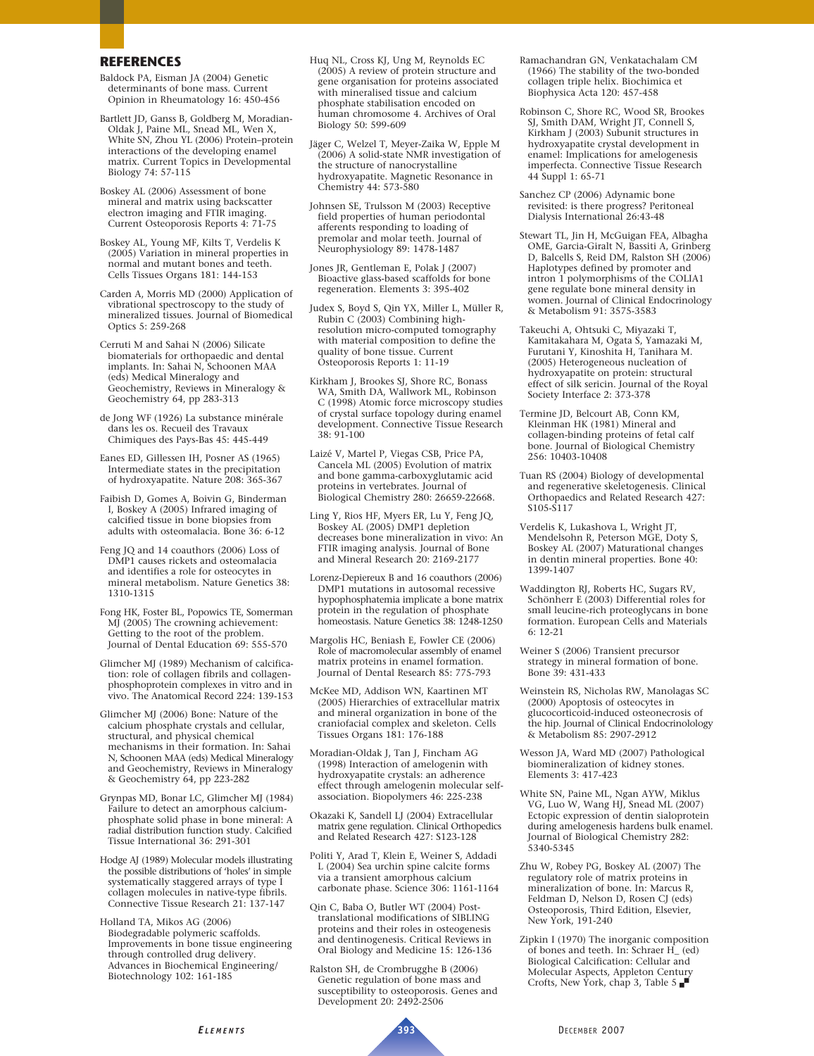## REFERENCES

Baldock PA, Eisman JA (2004) Genetic determinants of bone mass. Current Opinion in Rheumatology 16: 450-456

Bartlett JD, Ganss B, Goldberg M, Moradian-Oldak J, Paine ML, Snead ML, Wen X, White SN, Zhou YL (2006) Protein–protein interactions of the developing enamel matrix. Current Topics in Developmental Biology 74: 57-115

Boskey AL (2006) Assessment of bone mineral and matrix using backscatter electron imaging and FTIR imaging. Current Osteoporosis Reports 4: 71-75

Boskey AL, Young MF, Kilts T, Verdelis K (2005) Variation in mineral properties in normal and mutant bones and teeth. Cells Tissues Organs 181: 144-153

Carden A, Morris MD (2000) Application of vibrational spectroscopy to the study of mineralized tissues. Journal of Biomedical Optics 5: 259-268

Cerruti M and Sahai N (2006) Silicate biomaterials for orthopaedic and dental implants. In: Sahai N, Schoonen MAA (eds) Medical Mineralogy and Geochemistry, Reviews in Mineralogy & Geochemistry 64, pp 283-313

de Jong WF (1926) La substance minérale dans les os. Recueil des Travaux Chimiques des Pays-Bas 45: 445-449

Eanes ED, Gillessen IH, Posner AS (1965) Intermediate states in the precipitation of hydroxyapatite. Nature 208: 365-367

Faibish D, Gomes A, Boivin G, Binderman I, Boskey A (2005) Infrared imaging of calcified tissue in bone biopsies from adults with osteomalacia. Bone 36: 6-12

Feng JQ and 14 coauthors (2006) Loss of DMP1 causes rickets and osteomalacia and identifies a role for osteocytes in mineral metabolism. Nature Genetics 38: 1310-1315

Fong HK, Foster BL, Popowics TE, Somerman MJ (2005) The crowning achievement: Getting to the root of the problem. Journal of Dental Education 69: 555-570

Glimcher MJ (1989) Mechanism of calcification: role of collagen fibrils and collagen-phosphoprotein complexes in vitro and in vivo. The Anatomical Record 224: 139-153

Glimcher MJ (2006) Bone: Nature of the calcium phosphate crystals and cellular, structural, and physical chemical mechanisms in their formation. In: Sahai N, Schoonen MAA (eds) Medical Mineralogy and Geochemistry, Reviews in Mineralogy & Geochemistry 64, pp 223-282

Grynpas MD, Bonar LC, Glimcher MJ (1984) Failure to detect an amorphous calcium-phosphate solid phase in bone mineral: A radial distribution function study. Calcified Tissue International 36: 291-301

Hodge AJ (1989) Molecular models illustrating the possible distributions of 'holes' in simple systematically staggered arrays of type I collagen molecules in native-type fibrils. Connective Tissue Research 21: 137-147

Holland TA, Mikos AG (2006) Biodegradable polymeric scaffolds. Improvements in bone tissue engineering through controlled drug delivery. Advances in Biochemical Engineering/ Biotechnology 102: 161-185

Huq NL, Cross KJ, Ung M, Reynolds EC (2005) A review of protein structure and gene organisation for proteins associated with mineralised tissue and calcium phosphate stabilisation encoded on human chromosome 4. Archives of Oral Biology 50: 599-609

Jäger C, Welzel T, Meyer-Zaika W, Epple M (2006) A solid-state NMR investigation of the structure of nanocrystalline hydroxyapatite. Magnetic Resonance in Chemistry 44: 573-580

Johnsen SE, Trulsson M (2003) Receptive field properties of human periodontal afferents responding to loading of premolar and molar teeth. Journal of Neurophysiology 89: 1478-1487

Jones JR, Gentleman E, Polak J (2007) Bioactive glass-based scaffolds for bone regeneration. Elements 3: 395-402

Judex S, Boyd S, Qin YX, Miller L, Müller R, Rubin C (2003) Combining high-resolution micro-computed tomography with material composition to define the quality of bone tissue. Current Osteoporosis Reports 1: 11-19

Kirkham J, Brookes SJ, Shore RC, Bonass WA, Smith DA, Wallwork ML, Robinson C (1998) Atomic force microscopy studies of crystal surface topology during enamel development. Connective Tissue Research 38: 91-100

Laizé V, Martel P, Viegas CSB, Price PA, Cancela ML (2005) Evolution of matrix and bone gamma-carboxyglutamic acid proteins in vertebrates. Journal of Biological Chemistry 280: 26659-22668.

Ling Y, Rios HF, Myers ER, Lu Y, Feng JQ, Boskey AL (2005) DMP1 depletion decreases bone mineralization in vivo: An FTIR imaging analysis. Journal of Bone and Mineral Research 20: 2169-2177

Lorenz-Depiereux B and 16 coauthors (2006) DMP1 mutations in autosomal recessive hypophosphatemia implicate a bone matrix protein in the regulation of phosphate homeostasis. Nature Genetics 38: 1248-1250

Margolis HC, Beniash E, Fowler CE (2006) Role of macromolecular assembly of enamel matrix proteins in enamel formation. Journal of Dental Research 85: 775-793

McKee MD, Addison WN, Kaartinen MT (2005) Hierarchies of extracellular matrix and mineral organization in bone of the craniofacial complex and skeleton. Cells Tissues Organs 181: 176-188

Moradian-Oldak J, Tan J, Fincham AG (1998) Interaction of amelogenin with hydroxyapatite crystals: an adherence effect through amelogenin molecular self-association. Biopolymers 46: 225-238

Okazaki K, Sandell LJ (2004) Extracellular matrix gene regulation. Clinical Orthopedics and Related Research 427: S123-128

Politi Y, Arad T, Klein E, Weiner S, Addadi L (2004) Sea urchin spine calcite forms via a transient amorphous calcium carbonate phase. Science 306: 1161-1164

Qin C, Baba O, Butler WT (2004) Post-translational modifications of SIBLING proteins and their roles in osteogenesis and dentinogenesis. Critical Reviews in Oral Biology and Medicine 15: 126-136

Ralston SH, de Crombrugghe B (2006) Genetic regulation of bone mass and susceptibility to osteoporosis. Genes and Development 20: 2492-2506

Ramachandran GN, Venkatachalam CM (1966) The stability of the two-bonded collagen triple helix. Biochimica et Biophysica Acta 120: 457-458

Robinson C, Shore RC, Wood SR, Brookes SJ, Smith DAM, Wright JT, Connell S, Kirkham J (2003) Subunit structures in hydroxyapatite crystal development in enamel: Implications for amelogenesis imperfecta. Connective Tissue Research 44 Suppl 1: 65-71

Sanchez CP (2006) Adynamic bone revisited: is there progress? Peritoneal Dialysis International 26:43-48

Stewart TL, Jin H, McGuigan FEA, Albagha OME, Garcia-Giralt N, Bassiti A, Grinberg D, Balcells S, Reid DM, Ralston SH (2006) Haplotypes defined by promoter and intron 1 polymorphisms of the COLIA1 gene regulate bone mineral density in women. Journal of Clinical Endocrinology & Metabolism 91: 3575-3583

Takeuchi A, Ohtsuki C, Miyazaki T, Kamitakahara M, Ogata S, Yamazaki M, Furutani Y, Kinoshita H, Tanihara M. (2005) Heterogeneous nucleation of hydroxyapatite on protein: structural effect of silk sericin. Journal of the Royal Society Interface 2: 373-378

Termine JD, Belcourt AB, Conn KM, Kleinman HK (1981) Mineral and collagen-binding proteins of fetal calf bone. Journal of Biological Chemistry 256: 10403-10408

Tuan RS (2004) Biology of developmental and regenerative skeletogenesis. Clinical Orthopaedics and Related Research 427: S105-S117

Verdelis K, Lukashova L, Wright JT, Mendelsohn R, Peterson MGE, Doty S, Boskey AL (2007) Maturational changes in dentin mineral properties. Bone 40: 1399-1407

Waddington RJ, Roberts HC, Sugars RV, Schönherr E (2003) Differential roles for small leucine-rich proteoglycans in bone formation. European Cells and Materials 6: 12-21

Weiner S (2006) Transient precursor strategy in mineral formation of bone. Bone 39: 431-433

Weinstein RS, Nicholas RW, Manolagas SC (2000) Apoptosis of osteocytes in glucocorticoid-induced osteonecrosis of the hip. Journal of Clinical Endocrinolology & Metabolism 85: 2907-2912

Wesson JA, Ward MD (2007) Pathological biomineralization of kidney stones. Elements 3: 417-423

White SN, Paine ML, Ngan AYW, Miklus VG, Luo W, Wang HJ, Snead ML (2007) Ectopic expression of dentin sialoprotein during amelogenesis hardens bulk enamel. Journal of Biological Chemistry 282: 5340-5345

Zhu W, Robey PG, Boskey AL (2007) The regulatory role of matrix proteins in mineralization of bone. In: Marcus R, Feldman D, Nelson D, Rosen CJ (eds) Osteoporosis, Third Edition, Elsevier, New York, 191-240

Zipkin I (1970) The inorganic composition of bones and teeth. In: Schraer H_ (ed) Biological Calcification: Cellular and Molecular Aspects, Appleton Century Crofts, New York, chap 3, Table 5